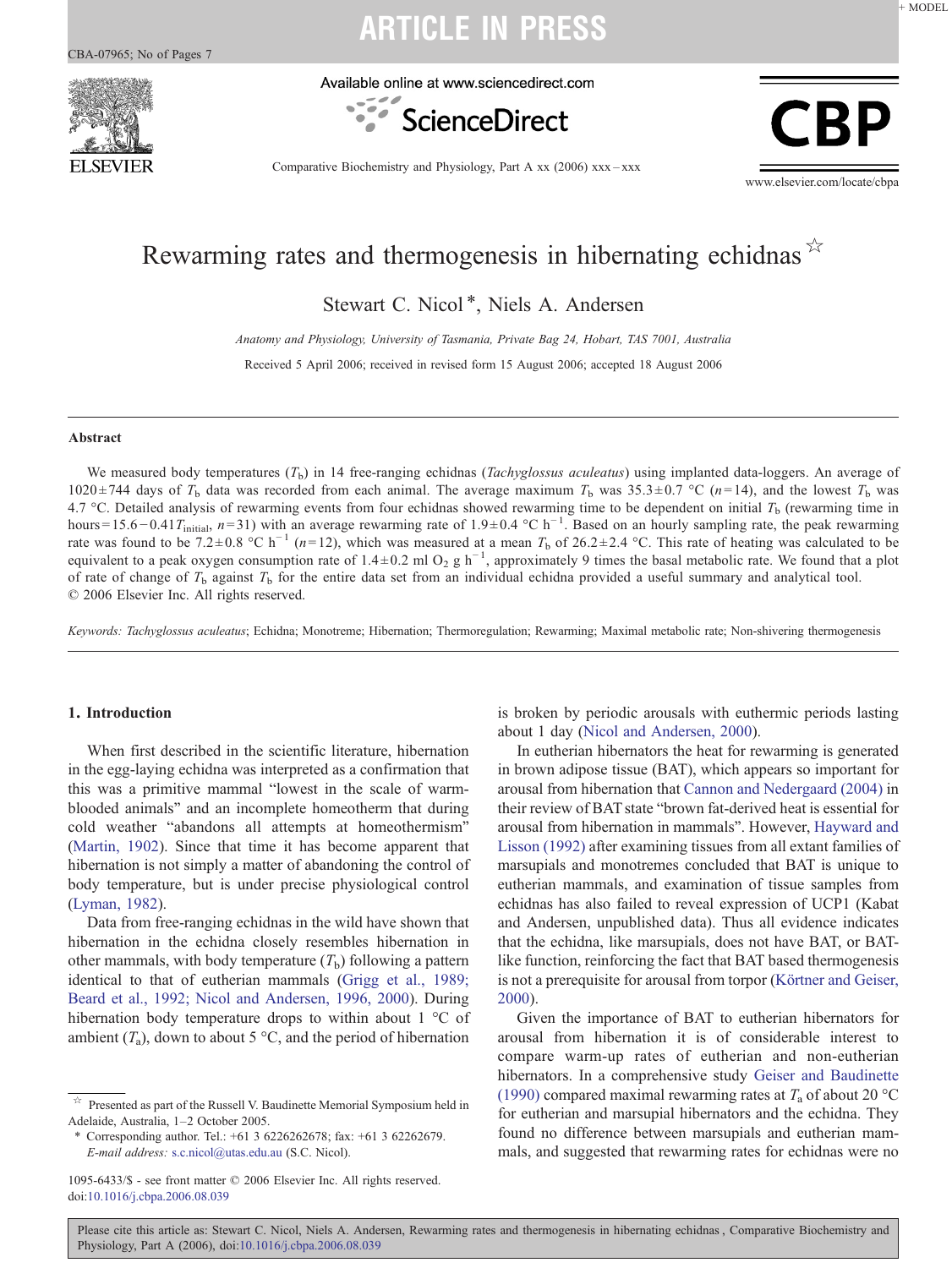# Rewarming rates and thermogenesis in hibernating echidnas ☆

Stewart C. Nicol *, Niels A. Andersen

*Anatomy and Physiology, University of Tasmania, Private Bag 24, Hobart, TAS 7001, Australia*

Received 5 April 2006; received in revised form 15 August 2006; accepted 18 August 2006

## Abstract

We measured body temperatures ($T_b$) in 14 free-ranging echidnas (*Tachyglossus aculeatus*) using implanted data-loggers. An average of 1020±744 days of $T_b$ data was recorded from each animal. The average maximum $T_b$ was 35.3±0.7 °C ($n$=14), and the lowest $T_b$ was 4.7 °C. Detailed analysis of rewarming events from four echidnas showed rewarming time to be dependent on initial $T_b$ (rewarming time in hours=15.6−0.41$T_{initial}$, $n$=31) with an average rewarming rate of 1.9±0.4 °C h$^{-1}$. Based on an hourly sampling rate, the peak rewarming rate was found to be 7.2±0.8 °C h$^{-1}$ ($n$=12), which was measured at a mean $T_b$ of 26.2±2.4 °C. This rate of heating was calculated to be equivalent to a peak oxygen consumption rate of 1.4±0.2 ml $O_2$ g h$^{-1}$, approximately 9 times the basal metabolic rate. We found that a plot of rate of change of $T_b$ against $T_b$ for the entire data set from an individual echidna provided a useful summary and analytical tool.
© 2006 Elsevier Inc. All rights reserved.

*Keywords:* *Tachyglossus aculeatus*; Echidna; Monotreme; Hibernation; Thermoregulation; Rewarming; Maximal metabolic rate; Non-shivering thermogenesis

## 1. Introduction

When first described in the scientific literature, hibernation in the egg-laying echidna was interpreted as a confirmation that this was a primitive mammal "lowest in the scale of warm-blooded animals" and an incomplete homeotherm that during cold weather "abandons all attempts at homeothermism" (Martin, 1902). Since that time it has become apparent that hibernation is not simply a matter of abandoning the control of body temperature, but is under precise physiological control (Lyman, 1982).

Data from free-ranging echidnas in the wild have shown that hibernation in the echidna closely resembles hibernation in other mammals, with body temperature ($T_b$) following a pattern identical to that of eutherian mammals (Grigg et al., 1989; Beard et al., 1992; Nicol and Andersen, 1996, 2000). During hibernation body temperature drops to within about 1 °C of ambient ($T_a$), down to about 5 °C, and the period of hibernation is broken by periodic arousals with euthermic periods lasting about 1 day (Nicol and Andersen, 2000).

In eutherian hibernators the heat for rewarming is generated in brown adipose tissue (BAT), which appears so important for arousal from hibernation that Cannon and Nedergaard (2004) in their review of BAT state "brown fat-derived heat is essential for arousal from hibernation in mammals". However, Hayward and Lisson (1992) after examining tissues from all extant families of marsupials and monotremes concluded that BAT is unique to eutherian mammals, and examination of tissue samples from echidnas has also failed to reveal expression of UCP1 (Kabat and Andersen, unpublished data). Thus all evidence indicates that the echidna, like marsupials, does not have BAT, or BAT-like function, reinforcing the fact that BAT based thermogenesis is not a prerequisite for arousal from torpor (Körtner and Geiser, 2000).

Given the importance of BAT to eutherian hibernators for arousal from hibernation it is of considerable interest to compare warm-up rates of eutherian and non-eutherian hibernators. In a comprehensive study Geiser and Baudinette (1990) compared maximal rewarming rates at $T_a$ of about 20 °C for eutherian and marsupial hibernators and the echidna. They found no difference between marsupials and eutherian mammals, and suggested that rewarming rates for echidnas were no

---

☆ Presented as part of the Russell V. Baudinette Memorial Symposium held in Adelaide, Australia, 1–2 October 2005.

\* Corresponding author. Tel.: +61 3 6226262678; fax: +61 3 62262679. *E-mail address:* s.c.nicol@utas.edu.au (S.C. Nicol).

1095-6433/$ - see front matter © 2006 Elsevier Inc. All rights reserved.
doi:10.1016/j.cbpa.2006.08.039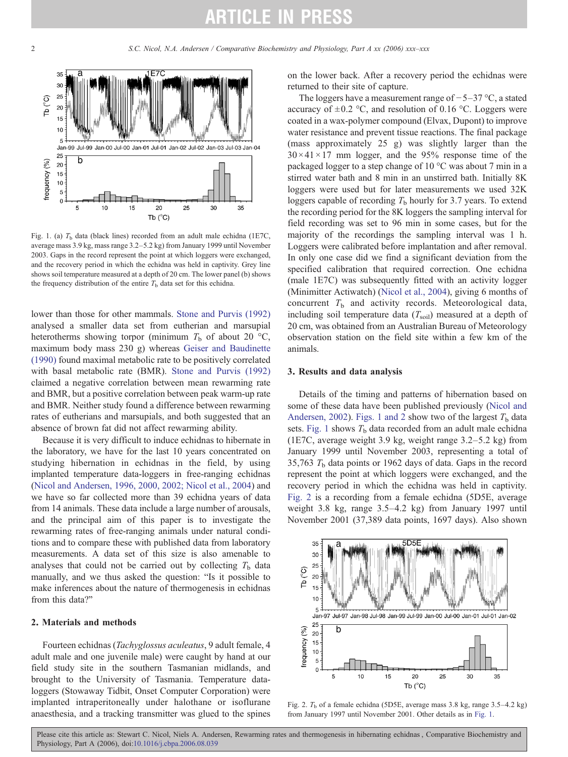Fig. 1. (a) $T_b$ data (black lines) recorded from an adult male echidna (1E7C, average mass 3.9 kg, mass range 3.2–5.2 kg) from January 1999 until November 2003. Gaps in the record represent the point at which loggers were exchanged, and the recovery period in which the echidna was held in captivity. Grey line shows soil temperature measured at a depth of 20 cm. The lower panel (b) shows the frequency distribution of the entire $T_b$ data set for this echidna.

lower than those for other mammals. Stone and Purvis (1992) analysed a smaller data set from eutherian and marsupial heterotherms showing torpor (minimum $T_b$ of about 20 °C, maximum body mass 230 g) whereas Geiser and Baudinette (1990) found maximal metabolic rate to be positively correlated with basal metabolic rate (BMR). Stone and Purvis (1992) claimed a negative correlation between mean rewarming rate and BMR, but a positive correlation between peak warm-up rate and BMR. Neither study found a difference between rewarming rates of eutherians and marsupials, and both suggested that an absence of brown fat did not affect rewarming ability.

Because it is very difficult to induce echidnas to hibernate in the laboratory, we have for the last 10 years concentrated on studying hibernation in echidnas in the field, by using implanted temperature data-loggers in free-ranging echidnas (Nicol and Andersen, 1996, 2000, 2002; Nicol et al., 2004) and we have so far collected more than 39 echidna years of data from 14 animals. These data include a large number of arousals, and the principal aim of this paper is to investigate the rewarming rates of free-ranging animals under natural conditions and to compare these with published data from laboratory measurements. A data set of this size is also amenable to analyses that could not be carried out by collecting $T_b$ data manually, and we thus asked the question: "Is it possible to make inferences about the nature of thermogenesis in echidnas from this data?"

## 2. Materials and methods

Fourteen echidnas (*Tachyglossus aculeatus*, 9 adult female, 4 adult male and one juvenile male) were caught by hand at our field study site in the southern Tasmanian midlands, and brought to the University of Tasmania. Temperature data-loggers (Stowaway Tidbit, Onset Computer Corporation) were implanted intraperitoneally under halothane or isoflurane anaesthesia, and a tracking transmitter was glued to the spines on the lower back. After a recovery period the echidnas were returned to their site of capture.

The loggers have a measurement range of −5–37 °C, a stated accuracy of ±0.2 °C, and resolution of 0.16 °C. Loggers were coated in a wax-polymer compound (Elvax, Dupont) to improve water resistance and prevent tissue reactions. The final package (mass approximately 25 g) was slightly larger than the 30×41×17 mm logger, and the 95% response time of the packaged logger to a step change of 10 °C was about 7 min in a stirred water bath and 8 min in an unstirred bath. Initially 8K loggers were used but for later measurements we used 32K loggers capable of recording $T_b$ hourly for 3.7 years. To extend the recording period for the 8K loggers the sampling interval for field recording was set to 96 min in some cases, but for the majority of the recordings the sampling interval was 1 h. Loggers were calibrated before implantation and after removal. In only one case did we find a significant deviation from the specified calibration that required correction. One echidna (male 1E7C) was subsequently fitted with an activity logger (Minimitter Actiwatch) (Nicol et al., 2004), giving 6 months of concurrent $T_b$ and activity records. Meteorological data, including soil temperature data ($T_{soil}$) measured at a depth of 20 cm, was obtained from an Australian Bureau of Meteorology observation station on the field site within a few km of the animals.

## 3. Results and data analysis

Details of the timing and patterns of hibernation based on some of these data have been published previously (Nicol and Andersen, 2002). Figs. 1 and 2 show two of the largest $T_b$ data sets. Fig. 1 shows $T_b$ data recorded from an adult male echidna (1E7C, average weight 3.9 kg, weight range 3.2–5.2 kg) from January 1999 until November 2003, representing a total of 35,763 $T_b$ data points or 1962 days of data. Gaps in the record represent the point at which loggers were exchanged, and the recovery period in which the echidna was held in captivity. Fig. 2 is a recording from a female echidna (5D5E, average weight 3.8 kg, range 3.5–4.2 kg) from January 1997 until November 2001 (37,389 data points, 1697 days). Also shown

Fig. 2. $T_b$ of a female echidna (5D5E, average mass 3.8 kg, range 3.5–4.2 kg) from January 1997 until November 2001. Other details as in Fig. 1.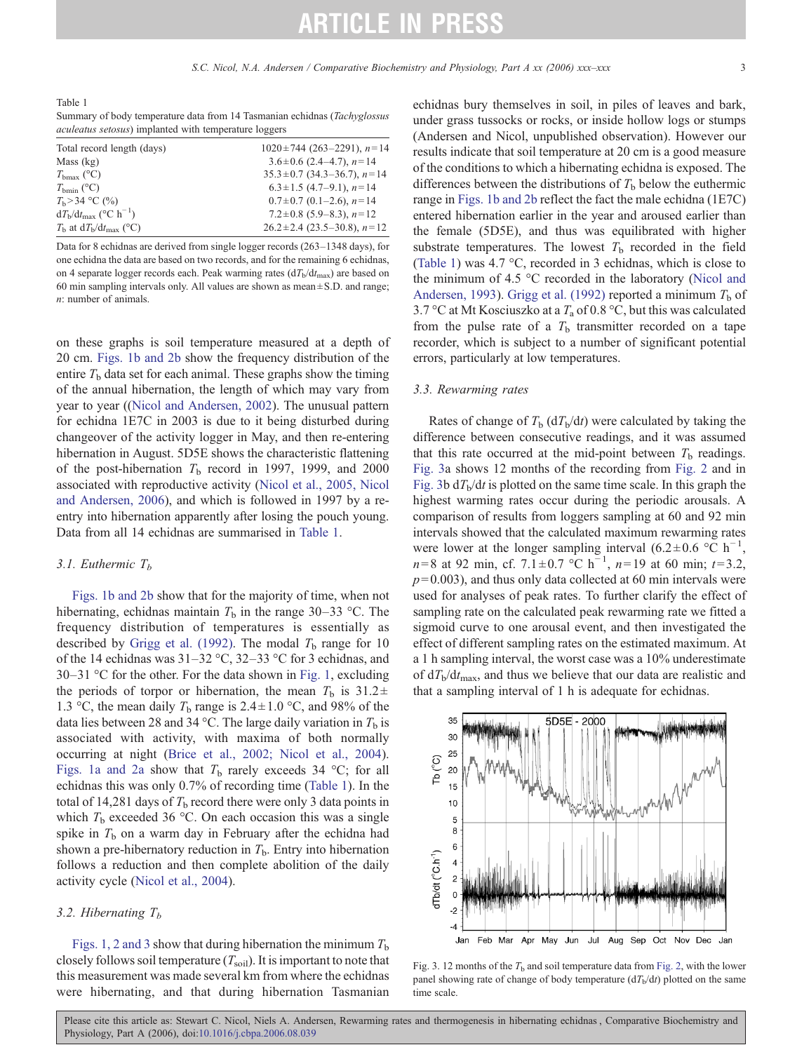Table 1
Summary of body temperature data from 14 Tasmanian echidnas (*Tachyglossus aculeatus setosus*) implanted with temperature loggers

| | |
|---|---|
| Total record length (days) | 1020 ± 744 (263–2291), $n$ = 14 |
| Mass (kg) | 3.6 ± 0.6 (2.4–4.7), $n$ = 14 |
| $T_{bmax}$ (°C) | 35.3 ± 0.7 (34.3–36.7), $n$ = 14 |
| $T_{bmin}$ (°C) | 6.3 ± 1.5 (4.7–9.1), $n$ = 14 |
| $T_b$ > 34 °C (%) | 0.7 ± 0.7 (0.1–2.6), $n$ = 14 |
| $dT_b/dt_{max}$ (°C h$^{-1}$) | 7.2 ± 0.8 (5.9–8.3), $n$ = 12 |
| $T_b$ at $dT_b/dt_{max}$ (°C) | 26.2 ± 2.4 (23.5–30.8), $n$ = 12 |

Data for 8 echidnas are derived from single logger records (263–1348 days), for one echidna the data are based on two records, and for the remaining 6 echidnas, on 4 separate logger records each. Peak warming rates ($dT_b/dt_{max}$) are based on 60 min sampling intervals only. All values are shown as mean ± S.D. and range; $n$: number of animals.

on these graphs is soil temperature measured at a depth of 20 cm. Figs. 1b and 2b show the frequency distribution of the entire $T_b$ data set for each animal. These graphs show the timing of the annual hibernation, the length of which may vary from year to year ((Nicol and Andersen, 2002). The unusual pattern for echidna 1E7C in 2003 is due to it being disturbed during changeover of the activity logger in May, and then re-entering hibernation in August. 5D5E shows the characteristic flattening of the post-hibernation $T_b$ record in 1997, 1999, and 2000 associated with reproductive activity (Nicol et al., 2005, Nicol and Andersen, 2006), and which is followed in 1997 by a re-entry into hibernation apparently after losing the pouch young. Data from all 14 echidnas are summarised in Table 1.

### 3.1. Euthermic $T_b$

Figs. 1b and 2b show that for the majority of time, when not hibernating, echidnas maintain $T_b$ in the range 30–33 °C. The frequency distribution of temperatures is essentially as described by Grigg et al. (1992). The modal $T_b$ range for 10 of the 14 echidnas was 31–32 °C, 32–33 °C for 3 echidnas, and 30–31 °C for the other. For the data shown in Fig. 1, excluding the periods of torpor or hibernation, the mean $T_b$ is 31.2 ± 1.3 °C, the mean daily $T_b$ range is 2.4 ± 1.0 °C, and 98% of the data lies between 28 and 34 °C. The large daily variation in $T_b$ is associated with activity, with maxima of both normally occurring at night (Brice et al., 2002; Nicol et al., 2004). Figs. 1a and 2a show that $T_b$ rarely exceeds 34 °C; for all echidnas this was only 0.7% of recording time (Table 1). In the total of 14,281 days of $T_b$ record there were only 3 data points in which $T_b$ exceeded 36 °C. On each occasion this was a single spike in $T_b$ on a warm day in February after the echidna had shown a pre-hibernatory reduction in $T_b$. Entry into hibernation follows a reduction and then complete abolition of the daily activity cycle (Nicol et al., 2004).

### 3.2. Hibernating $T_b$

Figs. 1, 2 and 3 show that during hibernation the minimum $T_b$ closely follows soil temperature ($T_{soil}$). It is important to note that this measurement was made several km from where the echidnas were hibernating, and that during hibernation Tasmanian echidnas bury themselves in soil, in piles of leaves and bark, under grass tussocks or rocks, or inside hollow logs or stumps (Andersen and Nicol, unpublished observation). However our results indicate that soil temperature at 20 cm is a good measure of the conditions to which a hibernating echidna is exposed. The differences between the distributions of $T_b$ below the euthermic range in Figs. 1b and 2b reflect the fact the male echidna (1E7C) entered hibernation earlier in the year and aroused earlier than the female (5D5E), and thus was equilibrated with higher substrate temperatures. The lowest $T_b$ recorded in the field (Table 1) was 4.7 °C, recorded in 3 echidnas, which is close to the minimum of 4.5 °C recorded in the laboratory (Nicol and Andersen, 1993). Grigg et al. (1992) reported a minimum $T_b$ of 3.7 °C at Mt Kosciuszko at a $T_a$ of 0.8 °C, but this was calculated from the pulse rate of a $T_b$ transmitter recorded on a tape recorder, which is subject to a number of significant potential errors, particularly at low temperatures.

### 3.3. Rewarming rates

Rates of change of $T_b$ ($dT_b/dt$) were calculated by taking the difference between consecutive readings, and it was assumed that this rate occurred at the mid-point between $T_b$ readings. Fig. 3a shows 12 months of the recording from Fig. 2 and in Fig. 3b $dT_b/dt$ is plotted on the same time scale. In this graph the highest warming rates occur during the periodic arousals. A comparison of results from loggers sampling at 60 and 92 min intervals showed that the calculated maximum rewarming rates were lower at the longer sampling interval (6.2 ± 0.6 °C h$^{-1}$, $n$ = 8 at 92 min, cf. 7.1 ± 0.7 °C h$^{-1}$, $n$ = 19 at 60 min; $t$ = 3.2, $p$ = 0.003), and thus only data collected at 60 min intervals were used for analyses of peak rates. To further clarify the effect of sampling rate on the calculated peak rewarming rate we fitted a sigmoid curve to one arousal event, and then investigated the effect of different sampling rates on the estimated maximum. At a 1 h sampling interval, the worst case was a 10% underestimate of $dT_b/dt_{max}$, and thus we believe that our data are realistic and that a sampling interval of 1 h is adequate for echidnas.

Fig. 3. 12 months of the $T_b$ and soil temperature data from Fig. 2, with the lower panel showing rate of change of body temperature ($dT_b/dt$) plotted on the same time scale.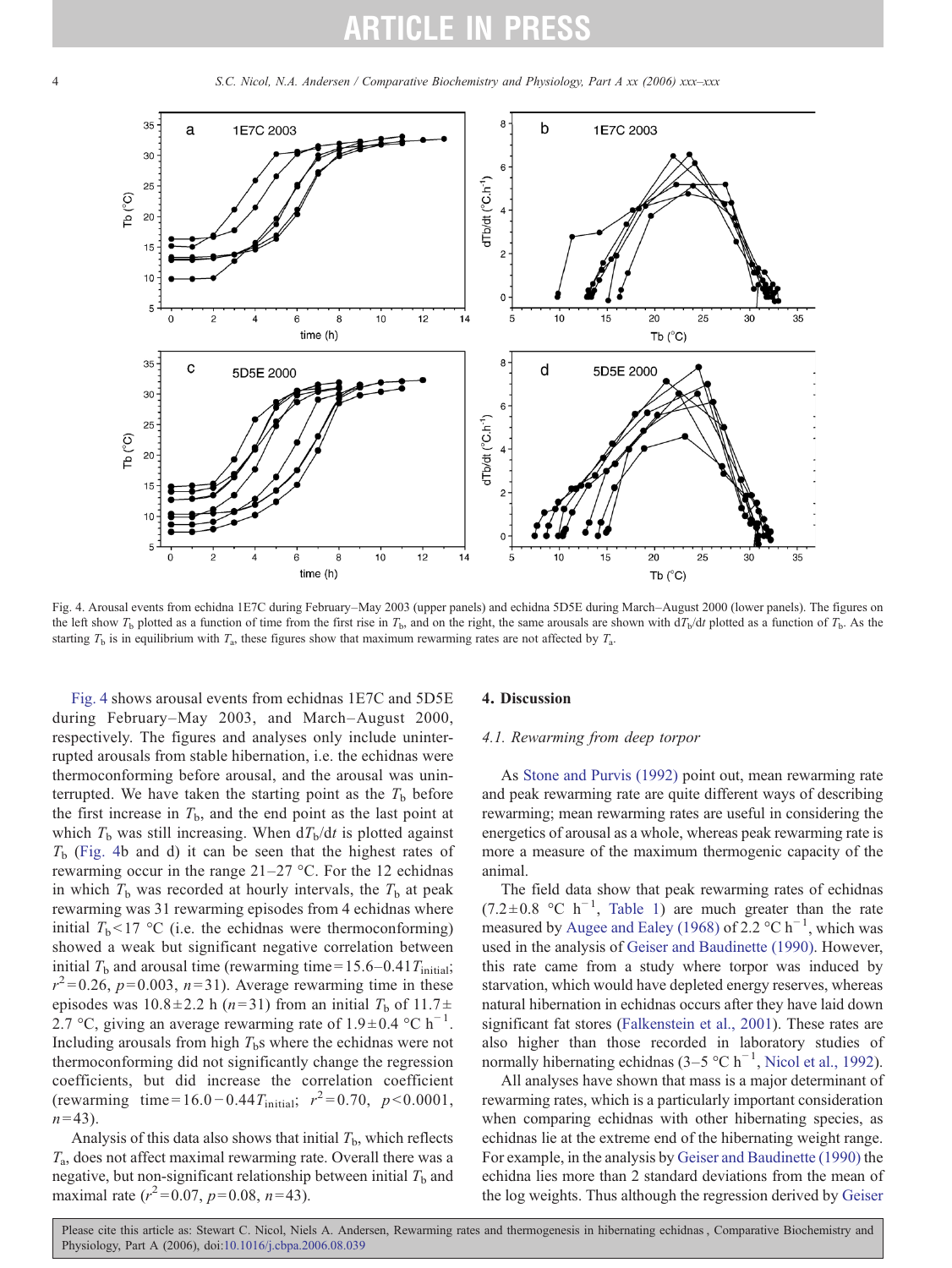Fig. 4. Arousal events from echidna 1E7C during February–May 2003 (upper panels) and echidna 5D5E during March–August 2000 (lower panels). The figures on the left show $T_b$ plotted as a function of time from the first rise in $T_b$, and on the right, the same arousals are shown with $dT_b/dt$ plotted as a function of $T_b$. As the starting $T_b$ is in equilibrium with $T_a$, these figures show that maximum rewarming rates are not affected by $T_a$.

Fig. 4 shows arousal events from echidnas 1E7C and 5D5E during February–May 2003, and March–August 2000, respectively. The figures and analyses only include uninterrupted arousals from stable hibernation, i.e. the echidnas were thermoconforming before arousal, and the arousal was uninterrupted. We have taken the starting point as the $T_b$ before the first increase in $T_b$, and the end point as the last point at which $T_b$ was still increasing. When $dT_b/dt$ is plotted against $T_b$ (Fig. 4b and d) it can be seen that the highest rates of rewarming occur in the range 21–27 °C. For the 12 echidnas in which $T_b$ was recorded at hourly intervals, the $T_b$ at peak rewarming was 31 rewarming episodes from 4 echidnas where initial $T_b < 17$ °C (i.e. the echidnas were thermoconforming) showed a weak but significant negative correlation between initial $T_b$ and arousal time (rewarming time $= 15.6 - 0.41T_{\text{initial}}$; $r^2 = 0.26$, $p = 0.003$, $n = 31$). Average rewarming time in these episodes was $10.8 \pm 2.2$ h ($n = 31$) from an initial $T_b$ of $11.7 \pm 2.7$ °C, giving an average rewarming rate of $1.9 \pm 0.4$ °C h$^{-1}$. Including arousals from high $T_b$s where the echidnas were not thermoconforming did not significantly change the regression coefficients, but did increase the correlation coefficient (rewarming time $= 16.0 - 0.44T_{\text{initial}}$; $r^2 = 0.70$, $p < 0.0001$, $n = 43$).

Analysis of this data also shows that initial $T_b$, which reflects $T_a$, does not affect maximal rewarming rate. Overall there was a negative, but non-significant relationship between initial $T_b$ and maximal rate ($r^2 = 0.07$, $p = 0.08$, $n = 43$).

## 4. Discussion

### 4.1. Rewarming from deep torpor

As Stone and Purvis (1992) point out, mean rewarming rate and peak rewarming rate are quite different ways of describing rewarming; mean rewarming rates are useful in considering the energetics of arousal as a whole, whereas peak rewarming rate is more a measure of the maximum thermogenic capacity of the animal.

The field data show that peak rewarming rates of echidnas ($7.2 \pm 0.8$ °C h$^{-1}$, Table 1) are much greater than the rate measured by Augee and Ealey (1968) of 2.2 °C h$^{-1}$, which was used in the analysis of Geiser and Baudinette (1990). However, this rate came from a study where torpor was induced by starvation, which would have depleted energy reserves, whereas natural hibernation in echidnas occurs after they have laid down significant fat stores (Falkenstein et al., 2001). These rates are also higher than those recorded in laboratory studies of normally hibernating echidnas (3–5 °C h$^{-1}$, Nicol et al., 1992).

All analyses have shown that mass is a major determinant of rewarming rates, which is a particularly important consideration when comparing echidnas with other hibernating species, as echidnas lie at the extreme end of the hibernating weight range. For example, in the analysis by Geiser and Baudinette (1990) the echidna lies more than 2 standard deviations from the mean of the log weights. Thus although the regression derived by Geiser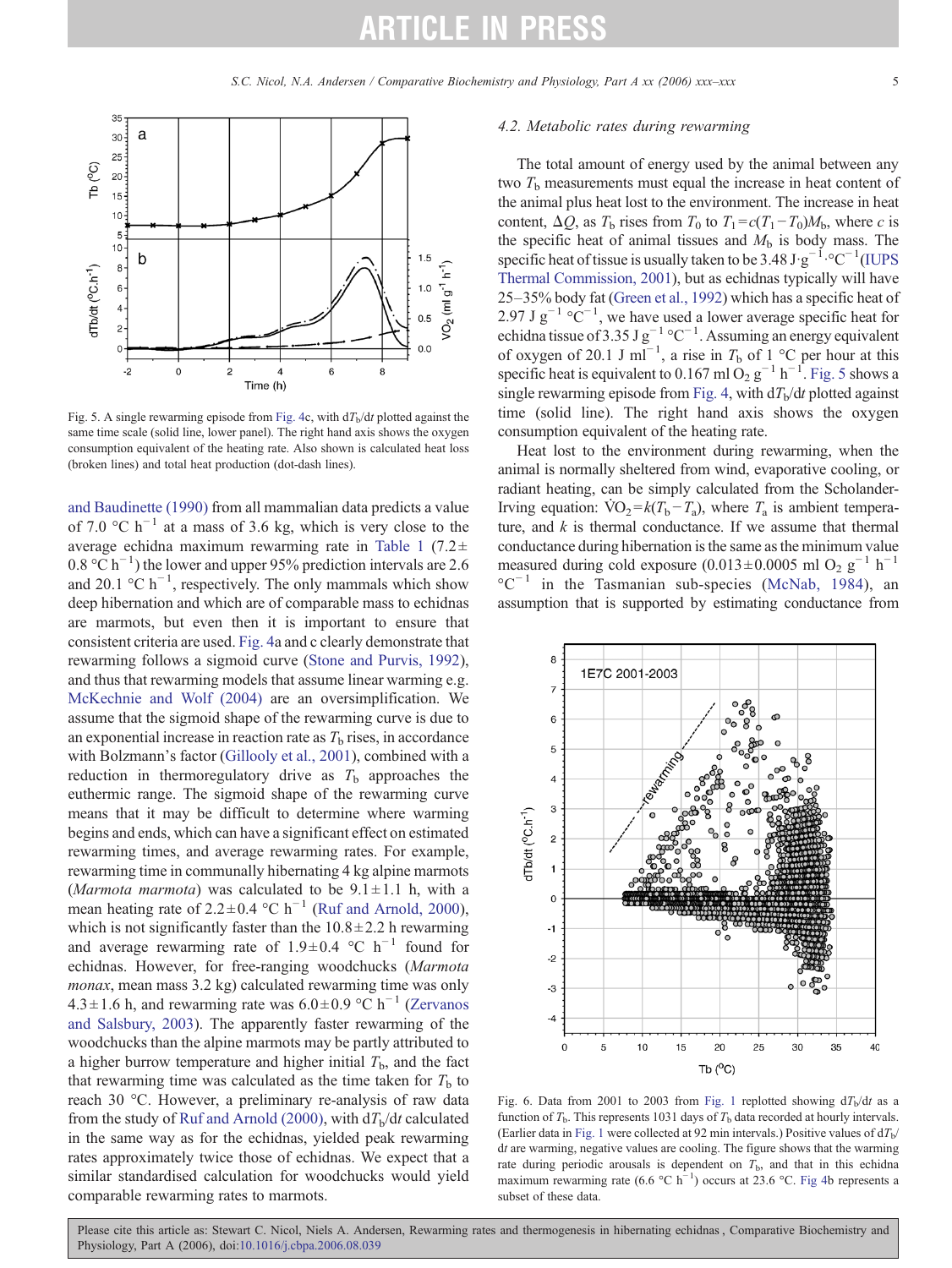Fig. 5. A single rewarming episode from Fig. 4c, with $dT_b/dt$ plotted against the same time scale (solid line, lower panel). The right hand axis shows the oxygen consumption equivalent of the heating rate. Also shown is calculated heat loss (broken lines) and total heat production (dot-dash lines).

and Baudinette (1990) from all mammalian data predicts a value of 7.0 °C $h^{-1}$ at a mass of 3.6 kg, which is very close to the average echidna maximum rewarming rate in Table 1 (7.2± 0.8 °C $h^{-1}$) the lower and upper 95% prediction intervals are 2.6 and 20.1 °C $h^{-1}$, respectively. The only mammals which show deep hibernation and which are of comparable mass to echidnas are marmots, but even then it is important to ensure that consistent criteria are used. Fig. 4a and c clearly demonstrate that rewarming follows a sigmoid curve (Stone and Purvis, 1992), and thus that rewarming models that assume linear warming e.g. McKechnie and Wolf (2004) are an oversimplification. We assume that the sigmoid shape of the rewarming curve is due to an exponential increase in reaction rate as $T_b$ rises, in accordance with Bolzmann's factor (Gillooly et al., 2001), combined with a reduction in thermoregulatory drive as $T_b$ approaches the euthermic range. The sigmoid shape of the rewarming curve means that it may be difficult to determine where warming begins and ends, which can have a significant effect on estimated rewarming times, and average rewarming rates. For example, rewarming time in communally hibernating 4 kg alpine marmots (*Marmota marmota*) was calculated to be 9.1±1.1 h, with a mean heating rate of 2.2±0.4 °C $h^{-1}$ (Ruf and Arnold, 2000), which is not significantly faster than the 10.8±2.2 h rewarming and average rewarming rate of 1.9±0.4 °C $h^{-1}$ found for echidnas. However, for free-ranging woodchucks (*Marmota monax*, mean mass 3.2 kg) calculated rewarming time was only 4.3±1.6 h, and rewarming rate was 6.0±0.9 °C $h^{-1}$ (Zervanos and Salsbury, 2003). The apparently faster rewarming of the woodchucks than the alpine marmots may be partly attributed to a higher burrow temperature and higher initial $T_b$, and the fact that rewarming time was calculated as the time taken for $T_b$ to reach 30 °C. However, a preliminary re-analysis of raw data from the study of Ruf and Arnold (2000), with $dT_b/dt$ calculated in the same way as for the echidnas, yielded peak rewarming rates approximately twice those of echidnas. We expect that a similar standardised calculation for woodchucks would yield comparable rewarming rates to marmots.

### 4.2. Metabolic rates during rewarming

The total amount of energy used by the animal between any two $T_b$ measurements must equal the increase in heat content of the animal plus heat lost to the environment. The increase in heat content, $\Delta Q$, as $T_b$ rises from $T_0$ to $T_1 = c(T_1 - T_0)M_b$, where $c$ is the specific heat of animal tissues and $M_b$ is body mass. The specific heat of tissue is usually taken to be 3.48 J·$g^{-1}$·°$C^{-1}$ (IUPS Thermal Commission, 2001), but as echidnas typically will have 25–35% body fat (Green et al., 1992) which has a specific heat of 2.97 J $g^{-1}$ °$C^{-1}$, we have used a lower average specific heat for echidna tissue of 3.35 J $g^{-1}$ °$C^{-1}$. Assuming an energy equivalent of oxygen of 20.1 J $ml^{-1}$, a rise in $T_b$ of 1 °C per hour at this specific heat is equivalent to 0.167 ml $O_2$ $g^{-1}$ $h^{-1}$. Fig. 5 shows a single rewarming episode from Fig. 4, with $dT_b/dt$ plotted against time (solid line). The right hand axis shows the oxygen consumption equivalent of the heating rate.

Heat lost to the environment during rewarming, when the animal is normally sheltered from wind, evaporative cooling, or radiant heating, can be simply calculated from the Scholander-Irving equation: $\dot{V}O_2 = k(T_b - T_a)$, where $T_a$ is ambient temperature, and $k$ is thermal conductance. If we assume that thermal conductance during hibernation is the same as the minimum value measured during cold exposure (0.013±0.0005 ml $O_2$ $g^{-1}$ $h^{-1}$ °$C^{-1}$ in the Tasmanian sub-species (McNab, 1984), an assumption that is supported by estimating conductance from

Fig. 6. Data from 2001 to 2003 from Fig. 1 replotted showing $dT_b/dt$ as a function of $T_b$. This represents 1031 days of $T_b$ data recorded at hourly intervals. (Earlier data in Fig. 1 were collected at 92 min intervals.) Positive values of $dT_b/dt$ are warming, negative values are cooling. The figure shows that the warming rate during periodic arousals is dependent on $T_b$, and that in this echidna maximum rewarming rate (6.6 °C $h^{-1}$) occurs at 23.6 °C. Fig 4b represents a subset of these data.

Please cite this article as: Stewart C. Nicol, Niels A. Andersen, Rewarming rates and thermogenesis in hibernating echidnas, Comparative Biochemistry and Physiology, Part A (2006), doi:10.1016/j.cbpa.2006.08.039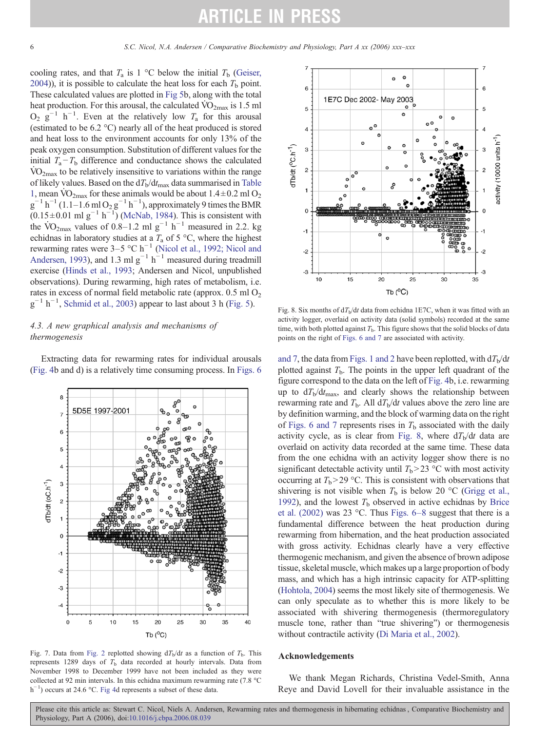cooling rates, and that $T_a$ is 1 °C below the initial $T_b$ (Geiser, 2004)), it is possible to calculate the heat loss for each $T_b$ point. These calculated values are plotted in Fig 5b, along with the total heat production. For this arousal, the calculated $\dot{V}O_{2max}$ is 1.5 ml $O_2$ $g^{-1}$ $h^{-1}$. Even at the relatively low $T_a$ for this arousal (estimated to be 6.2 °C) nearly all of the heat produced is stored and heat loss to the environment accounts for only 13% of the peak oxygen consumption. Substitution of different values for the initial $T_a-T_b$ difference and conductance shows the calculated $\dot{V}O_{2max}$ to be relatively insensitive to variations within the range of likely values. Based on the $dT_b/dt_{max}$ data summarised in Table 1, mean $\dot{V}O_{2max}$ for these animals would be about $1.4\pm0.2$ ml $O_2$ $g^{-1}$ $h^{-1}$ (1.1–1.6 ml $O_2$ $g^{-1}$ $h^{-1}$), approximately 9 times the BMR ($0.15\pm0.01$ ml $g^{-1}$ $h^{-1}$) (McNab, 1984). This is consistent with the $\dot{V}O_{2max}$ values of 0.8–1.2 ml $g^{-1}$ $h^{-1}$ measured in 2.2. kg echidnas in laboratory studies at a $T_a$ of 5 °C, where the highest rewarming rates were 3–5 °C $h^{-1}$ (Nicol et al., 1992; Nicol and Andersen, 1993), and 1.3 ml $g^{-1}$ $h^{-1}$ measured during treadmill exercise (Hinds et al., 1993; Andersen and Nicol, unpublished observations). During rewarming, high rates of metabolism, i.e. rates in excess of normal field metabolic rate (approx. 0.5 ml $O_2$ $g^{-1}$ $h^{-1}$, Schmid et al., 2003) appear to last about 3 h (Fig. 5).

### 4.3. A new graphical analysis and mechanisms of thermogenesis

Extracting data for rewarming rates for individual arousals (Fig. 4b and d) is a relatively time consuming process. In Figs. 6 and 7, the data from Figs. 1 and 2 have been replotted, with $dT_b/dt$ plotted against $T_b$. The points in the upper left quadrant of the figure correspond to the data on the left of Fig. 4b, i.e. rewarming up to $dT_b/dt_{max}$, and clearly shows the relationship between rewarming rate and $T_b$. All $dT_b/dt$ values above the zero line are by definition warming, and the block of warming data on the right of Figs. 6 and 7 represents rises in $T_b$ associated with the daily activity cycle, as is clear from Fig. 8, where $dT_b/dt$ data are overlaid on activity data recorded at the same time. These data from the one echidna with an activity logger show there is no significant detectable activity until $T_b>23$ °C with most activity occurring at $T_b>29$ °C. This is consistent with observations that shivering is not visible when $T_b$ is below 20 °C (Grigg et al., 1992), and the lowest $T_b$ observed in active echidnas by Brice et al. (2002) was 23 °C. Thus Figs. 6–8 suggest that there is a fundamental difference between the heat production during rewarming from hibernation, and the heat production associated with gross activity. Echidnas clearly have a very effective thermogenic mechanism, and given the absence of brown adipose tissue, skeletal muscle, which makes up a large proportion of body mass, and which has a high intrinsic capacity for ATP-splitting (Hohtola, 2004) seems the most likely site of thermogenesis. We can only speculate as to whether this is more likely to be associated with shivering thermogenesis (thermoregulatory muscle tone, rather than "true shivering") or thermogenesis without contractile activity (Di Maria et al., 2002).

Fig. 7. Data from Fig. 2 replotted showing $dT_b/dt$ as a function of $T_b$. This represents 1289 days of $T_b$ data recorded at hourly intervals. Data from November 1998 to December 1999 have not been included as they were collected at 92 min intervals. In this echidna maximum rewarming rate (7.8 °C $h^{-1}$) occurs at 24.6 °C. Fig 4d represents a subset of these data.

Fig. 8. Six months of $dT_b/dt$ data from echidna 1E7C, when it was fitted with an activity logger, overlaid on activity data (solid symbols) recorded at the same time, with both plotted against $T_b$. This figure shows that the solid blocks of data points on the right of Figs. 6 and 7 are associated with activity.

## Acknowledgements

We thank Megan Richards, Christina Vedel-Smith, Anna Reye and David Lovell for their invaluable assistance in the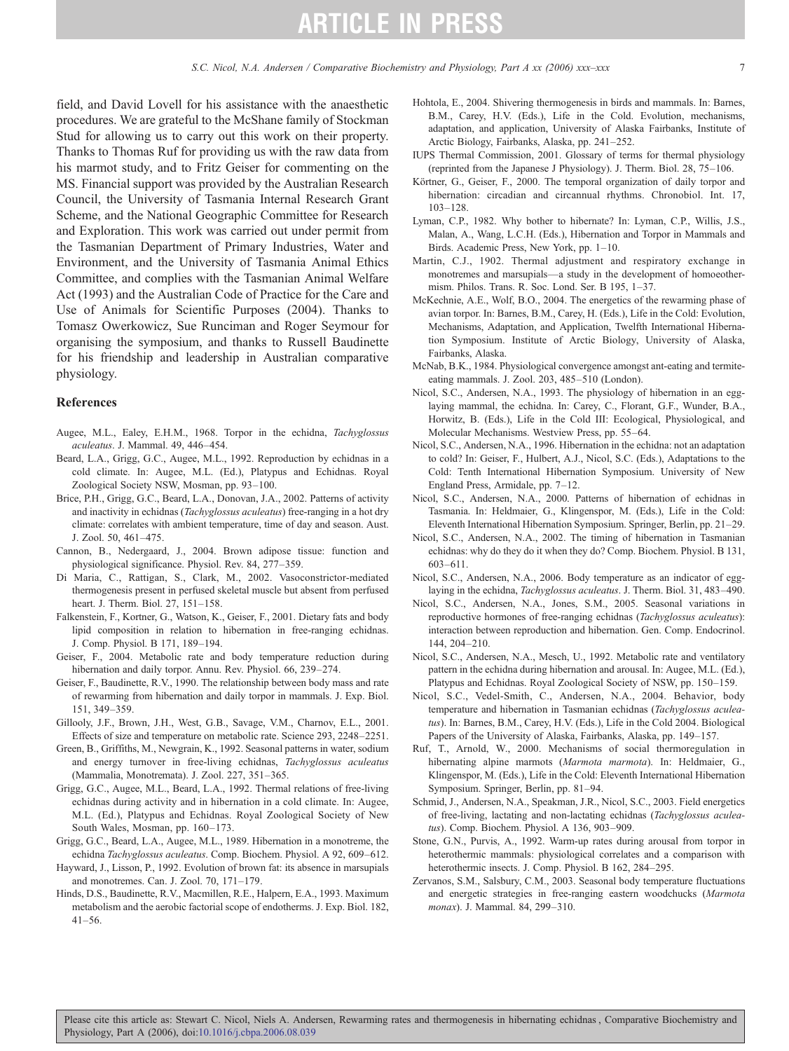field, and David Lovell for his assistance with the anaesthetic procedures. We are grateful to the McShane family of Stockman Stud for allowing us to carry out this work on their property. Thanks to Thomas Ruf for providing us with the raw data from his marmot study, and to Fritz Geiser for commenting on the MS. Financial support was provided by the Australian Research Council, the University of Tasmania Internal Research Grant Scheme, and the National Geographic Committee for Research and Exploration. This work was carried out under permit from the Tasmanian Department of Primary Industries, Water and Environment, and the University of Tasmania Animal Ethics Committee, and complies with the Tasmanian Animal Welfare Act (1993) and the Australian Code of Practice for the Care and Use of Animals for Scientific Purposes (2004). Thanks to Tomasz Owerkowicz, Sue Runciman and Roger Seymour for organising the symposium, and thanks to Russell Baudinette for his friendship and leadership in Australian comparative physiology.

## References

Augee, M.L., Ealey, E.H.M., 1968. Torpor in the echidna, *Tachyglossus aculeatus*. J. Mammal. 49, 446–454.

Beard, L.A., Grigg, G.C., Augee, M.L., 1992. Reproduction by echidnas in a cold climate. In: Augee, M.L. (Ed.), Platypus and Echidnas. Royal Zoological Society NSW, Mosman, pp. 93–100.

Brice, P.H., Grigg, G.C., Beard, L.A., Donovan, J.A., 2002. Patterns of activity and inactivity in echidnas (*Tachyglossus aculeatus*) free-ranging in a hot dry climate: correlates with ambient temperature, time of day and season. Aust. J. Zool. 50, 461–475.

Cannon, B., Nedergaard, J., 2004. Brown adipose tissue: function and physiological significance. Physiol. Rev. 84, 277–359.

Di Maria, C., Rattigan, S., Clark, M., 2002. Vasoconstrictor-mediated thermogenesis present in perfused skeletal muscle but absent from perfused heart. J. Therm. Biol. 27, 151–158.

Falkenstein, F., Kortner, G., Watson, K., Geiser, F., 2001. Dietary fats and body lipid composition in relation to hibernation in free-ranging echidnas. J. Comp. Physiol. B 171, 189–194.

Geiser, F., 2004. Metabolic rate and body temperature reduction during hibernation and daily torpor. Annu. Rev. Physiol. 66, 239–274.

Geiser, F., Baudinette, R.V., 1990. The relationship between body mass and rate of rewarming from hibernation and daily torpor in mammals. J. Exp. Biol. 151, 349–359.

Gillooly, J.F., Brown, J.H., West, G.B., Savage, V.M., Charnov, E.L., 2001. Effects of size and temperature on metabolic rate. Science 293, 2248–2251.

Green, B., Griffiths, M., Newgrain, K., 1992. Seasonal patterns in water, sodium and energy turnover in free-living echidnas, *Tachyglossus aculeatus* (Mammalia, Monotremata). J. Zool. 227, 351–365.

Grigg, G.C., Augee, M.L., Beard, L.A., 1992. Thermal relations of free-living echidnas during activity and in hibernation in a cold climate. In: Augee, M.L. (Ed.), Platypus and Echidnas. Royal Zoological Society of New South Wales, Mosman, pp. 160–173.

Grigg, G.C., Beard, L.A., Augee, M.L., 1989. Hibernation in a monotreme, the echidna *Tachyglossus aculeatus*. Comp. Biochem. Physiol. A 92, 609–612.

Hayward, J., Lisson, P., 1992. Evolution of brown fat: its absence in marsupials and monotremes. Can. J. Zool. 70, 171–179.

Hinds, D.S., Baudinette, R.V., Macmillen, R.E., Halpern, E.A., 1993. Maximum metabolism and the aerobic factorial scope of endotherms. J. Exp. Biol. 182, 41–56.

Hohtola, E., 2004. Shivering thermogenesis in birds and mammals. In: Barnes, B.M., Carey, H.V. (Eds.), Life in the Cold. Evolution, mechanisms, adaptation, and application, University of Alaska Fairbanks, Institute of Arctic Biology, Fairbanks, Alaska, pp. 241–252.

IUPS Thermal Commission, 2001. Glossary of terms for thermal physiology (reprinted from the Japanese J Physiology). J. Therm. Biol. 28, 75–106.

Körtner, G., Geiser, F., 2000. The temporal organization of daily torpor and hibernation: circadian and circannual rhythms. Chronobiol. Int. 17, 103–128.

Lyman, C.P., 1982. Why bother to hibernate? In: Lyman, C.P., Willis, J.S., Malan, A., Wang, L.C.H. (Eds.), Hibernation and Torpor in Mammals and Birds. Academic Press, New York, pp. 1–10.

Martin, C.J., 1902. Thermal adjustment and respiratory exchange in monotremes and marsupials—a study in the development of homoeothermism. Philos. Trans. R. Soc. Lond. Ser. B 195, 1–37.

McKechnie, A.E., Wolf, B.O., 2004. The energetics of the rewarming phase of avian torpor. In: Barnes, B.M., Carey, H. (Eds.), Life in the Cold: Evolution, Mechanisms, Adaptation, and Application, Twelfth International Hibernation Symposium. Institute of Arctic Biology, University of Alaska, Fairbanks, Alaska.

McNab, B.K., 1984. Physiological convergence amongst ant-eating and termite-eating mammals. J. Zool. 203, 485–510 (London).

Nicol, S.C., Andersen, N.A., 1993. The physiology of hibernation in an egg-laying mammal, the echidna. In: Carey, C., Florant, G.F., Wunder, B.A., Horwitz, B. (Eds.), Life in the Cold III: Ecological, Physiological, and Molecular Mechanisms. Westview Press, pp. 55–64.

Nicol, S.C., Andersen, N.A., 1996. Hibernation in the echidna: not an adaptation to cold? In: Geiser, F., Hulbert, A.J., Nicol, S.C. (Eds.), Adaptations to the Cold: Tenth International Hibernation Symposium. University of New England Press, Armidale, pp. 7–12.

Nicol, S.C., Andersen, N.A., 2000. Patterns of hibernation of echidnas in Tasmania. In: Heldmaier, G., Klingenspor, M. (Eds.), Life in the Cold: Eleventh International Hibernation Symposium. Springer, Berlin, pp. 21–29.

Nicol, S.C., Andersen, N.A., 2002. The timing of hibernation in Tasmanian echidnas: why do they do it when they do? Comp. Biochem. Physiol. B 131, 603–611.

Nicol, S.C., Andersen, N.A., 2006. Body temperature as an indicator of egg-laying in the echidna, *Tachyglossus aculeatus*. J. Therm. Biol. 31, 483–490.

Nicol, S.C., Andersen, N.A., Jones, S.M., 2005. Seasonal variations in reproductive hormones of free-ranging echidnas (*Tachyglossus aculeatus*): interaction between reproduction and hibernation. Gen. Comp. Endocrinol. 144, 204–210.

Nicol, S.C., Andersen, N.A., Mesch, U., 1992. Metabolic rate and ventilatory pattern in the echidna during hibernation and arousal. In: Augee, M.L. (Ed.), Platypus and Echidnas. Royal Zoological Society of NSW, pp. 150–159.

Nicol, S.C., Vedel-Smith, C., Andersen, N.A., 2004. Behavior, body temperature and hibernation in Tasmanian echidnas (*Tachyglossus aculeatus*). In: Barnes, B.M., Carey, H.V. (Eds.), Life in the Cold 2004. Biological Papers of the University of Alaska, Fairbanks, Alaska, pp. 149–157.

Ruf, T., Arnold, W., 2000. Mechanisms of social thermoregulation in hibernating alpine marmots (*Marmota marmota*). In: Heldmaier, G., Klingenspor, M. (Eds.), Life in the Cold: Eleventh International Hibernation Symposium. Springer, Berlin, pp. 81–94.

Schmid, J., Andersen, N.A., Speakman, J.R., Nicol, S.C., 2003. Field energetics of free-living, lactating and non-lactating echidnas (*Tachyglossus aculeatus*). Comp. Biochem. Physiol. A 136, 903–909.

Stone, G.N., Purvis, A., 1992. Warm-up rates during arousal from torpor in heterothermic mammals: physiological correlates and a comparison with heterothermic insects. J. Comp. Physiol. B 162, 284–295.

Zervanos, S.M., Salsbury, C.M., 2003. Seasonal body temperature fluctuations and energetic strategies in free-ranging eastern woodchucks (*Marmota monax*). J. Mammal. 84, 299–310.